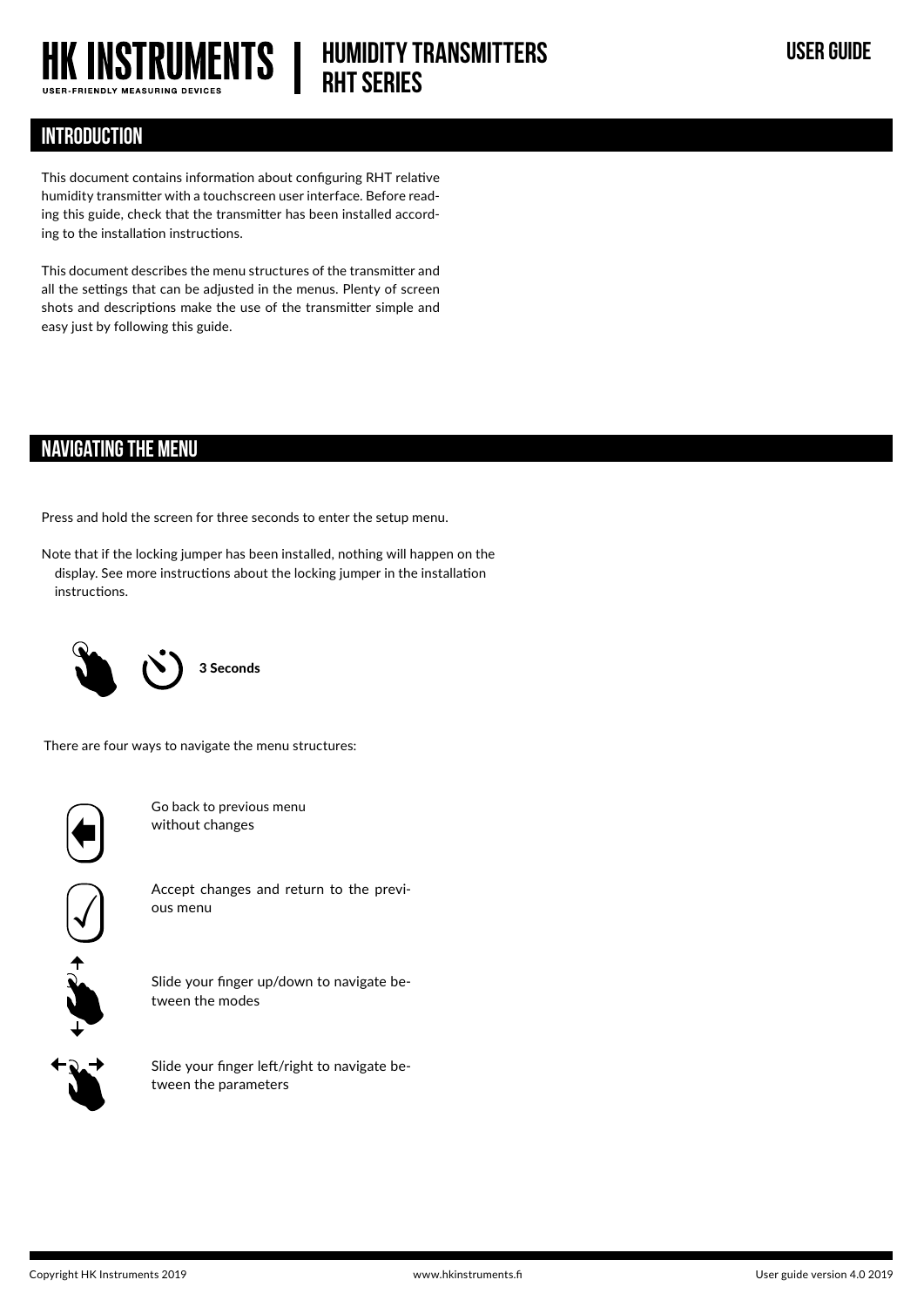# HK INSTRUMENTS | HUMIDITY TRANSMITTERS RHT SERIES

USER-FRIENDLY MEASURING DEVICES

USER GUIDE

## INTRODUCTION

This document contains information about configuring RHT relative humidity transmitter with a touchscreen user interface. Before reading this guide, check that the transmitter has been installed according to the installation instructions.

This document describes the menu structures of the transmitter and all the settings that can be adjusted in the menus. Plenty of screen shots and descriptions make the use of the transmitter simple and easy just by following this guide.

## NAVIGATING THE MENU

Press and hold the screen for three seconds to enter the setup menu.

Note that if the locking jumper has been installed, nothing will happen on the display. See more instructions about the locking jumper in the installation instructions.

**3 Seconds**

There are four ways to navigate the menu structures:

Go back to previous menu without changes

Accept changes and return to the previous menu

Slide your finger up/down to navigate between the modes

Slide your finger left/right to navigate between the parameters

Copyright HK Instruments 2019 www.hkinstruments.fi User guide version 4.0 2019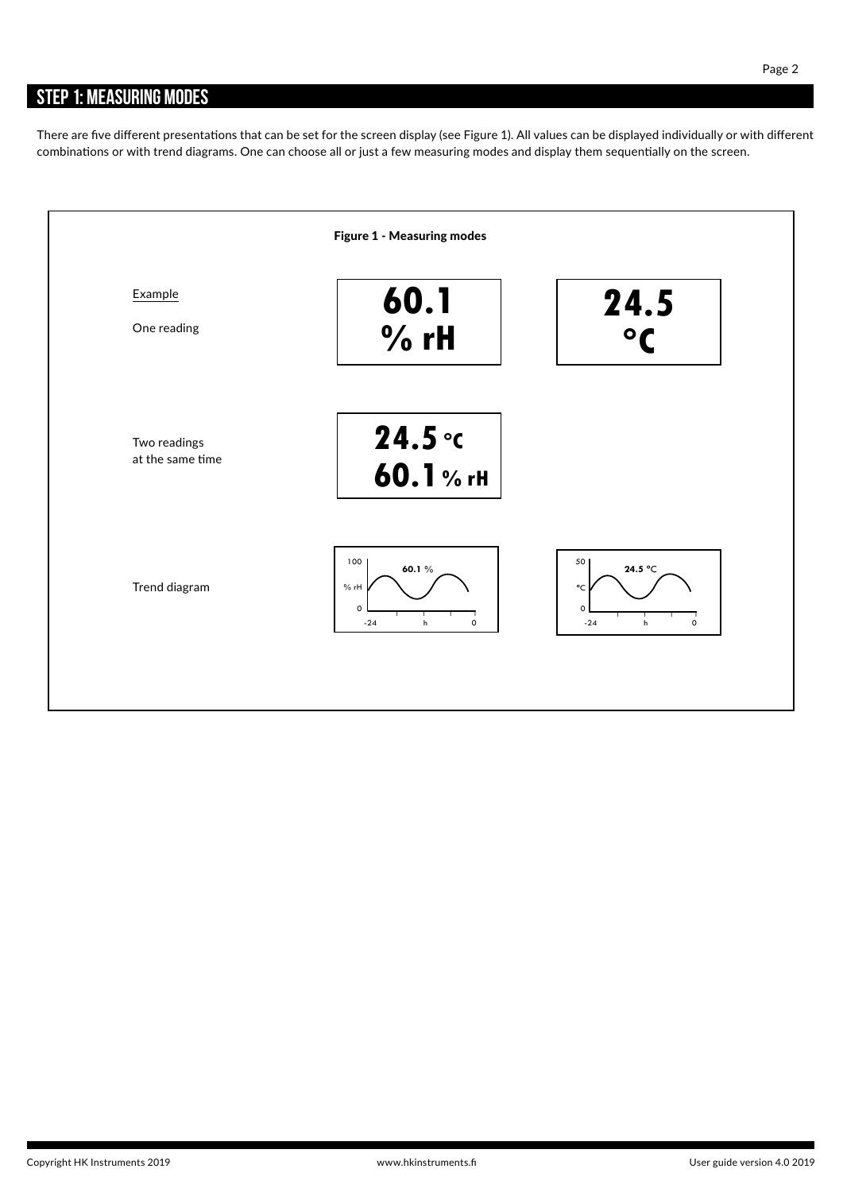## STEP 1: MEASURING MODES

There are five different presentations that can be set for the screen display (see Figure 1). All values can be displayed individually or with different combinations or with trend diagrams. One can choose all or just a few measuring modes and display them sequentially on the screen.

**Figure 1 - Measuring modes**

| Example | | |
|---|---|---|
| One reading | **60.1** **% rH** | **24.5** **°C** |
| Two readings at the same time | **24.5** °C **60.1** % rH | |
| Trend diagram | 100, % rH, 0; -24, h, 0; **60.1** % | 50, °C, 0; -24, h, 0; **24.5** °C |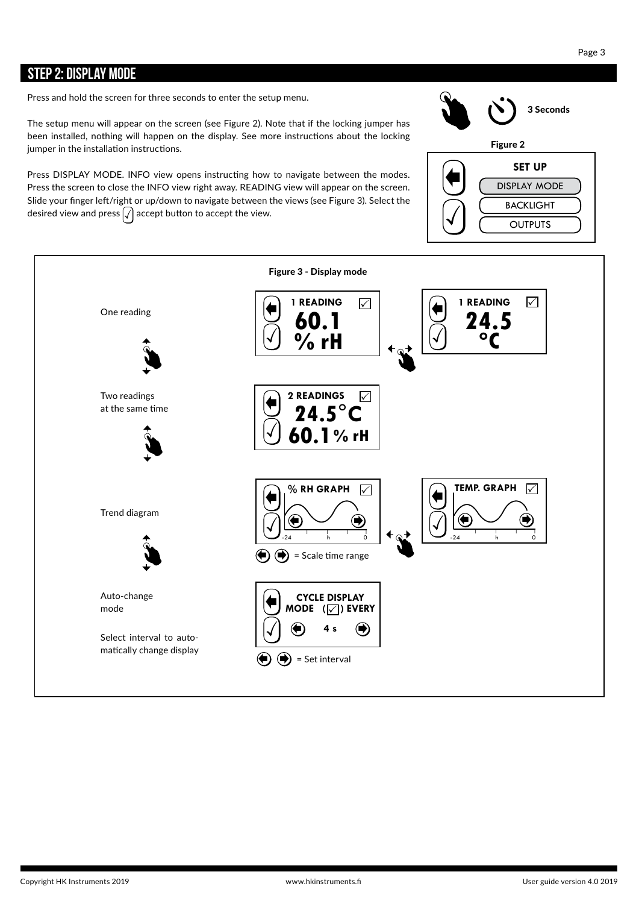# STEP 2: DISPLAY MODE

Press and hold the screen for three seconds to enter the setup menu.

The setup menu will appear on the screen (see Figure 2). Note that if the locking jumper has been installed, nothing will happen on the display. See more instructions about the locking jumper in the installation instructions.

Press DISPLAY MODE. INFO view opens instructing how to navigate between the modes. Press the screen to close the INFO view right away. READING view will appear on the screen. Slide your finger left/right or up/down to navigate between the views (see Figure 3). Select the desired view and press ✓ accept button to accept the view.

3 Seconds

**Figure 2**

SET UP
- DISPLAY MODE
- BACKLIGHT
- OUTPUTS

**Figure 3 - Display mode**

One reading

1 READING: 60.1 % rH | 1 READING: 24.5 °C

Two readings at the same time

2 READINGS: 24.5°C 60.1 % rH

Trend diagram

% RH GRAPH (-24 h 0) | TEMP. GRAPH (-24 h 0)

= Scale time range

Auto-change mode

Select interval to automatically change display

CYCLE DISPLAY MODE (✓) EVERY 4 s

= Set interval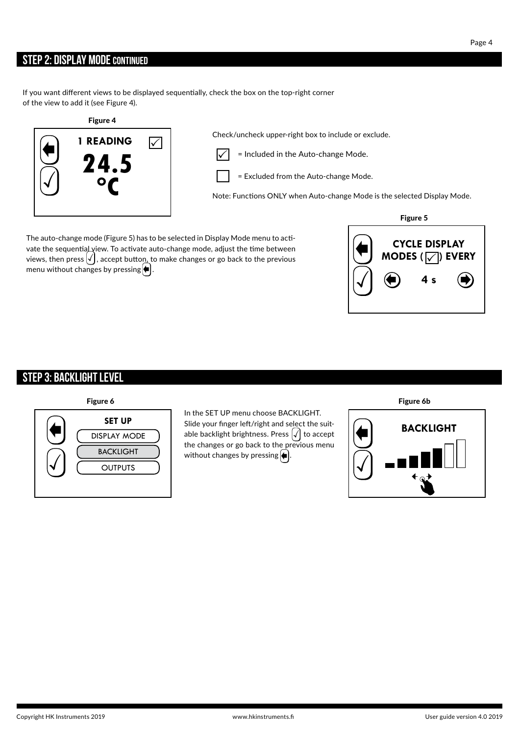## STEP 2: DISPLAY MODE CONTINUED

If you want different views to be displayed sequentially, check the box on the top-right corner of the view to add it (see Figure 4).

**Figure 4**

1 READING ☑

24.5 °C

Check/uncheck upper-right box to include or exclude.

☑ = Included in the Auto-change Mode.

☐ = Excluded from the Auto-change Mode.

Note: Functions ONLY when Auto-change Mode is the selected Display Mode.

The auto-change mode (Figure 5) has to be selected in Display Mode menu to activate the sequential view. To activate auto-change mode, adjust the time between views, then press √, accept button, to make changes or go back to the previous menu without changes by pressing ⬅.

**Figure 5**

CYCLE DISPLAY MODES (☑) EVERY

4 s

## STEP 3: BACKLIGHT LEVEL

**Figure 6**

SET UP

DISPLAY MODE

BACKLIGHT

OUTPUTS

In the SET UP menu choose BACKLIGHT. Slide your finger left/right and select the suitable backlight brightness. Press √ to accept the changes or go back to the previous menu without changes by pressing ⬅.

**Figure 6b**

BACKLIGHT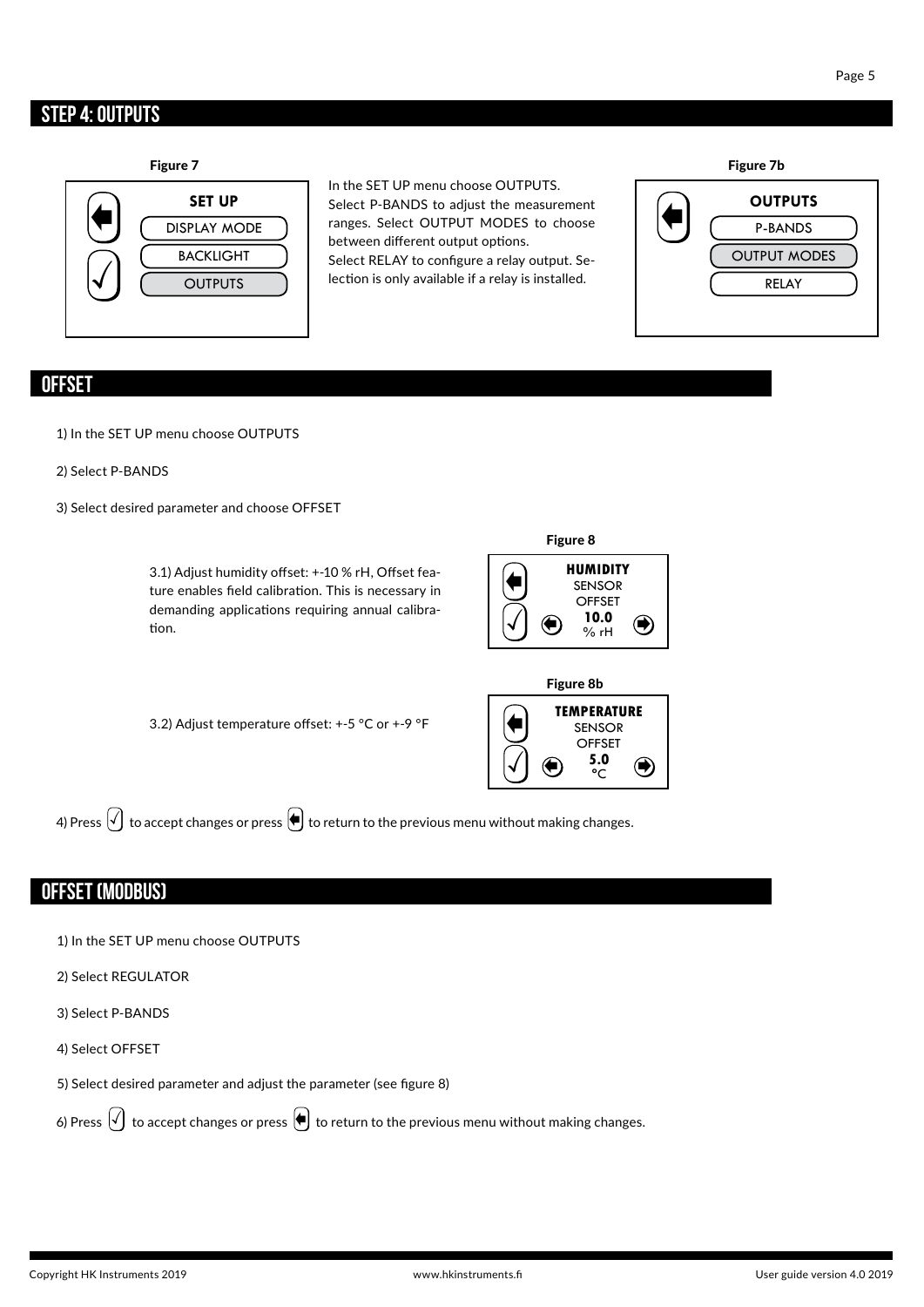## STEP 4: OUTPUTS

Figure 7

SET UP
DISPLAY MODE
BACKLIGHT
OUTPUTS

In the SET UP menu choose OUTPUTS. Select P-BANDS to adjust the measurement ranges. Select OUTPUT MODES to choose between different output options. Select RELAY to configure a relay output. Selection is only available if a relay is installed.

Figure 7b

OUTPUTS
P-BANDS
OUTPUT MODES
RELAY

## OFFSET

1) In the SET UP menu choose OUTPUTS

2) Select P-BANDS

3) Select desired parameter and choose OFFSET

3.1) Adjust humidity offset: +-10 % rH, Offset feature enables field calibration. This is necessary in demanding applications requiring annual calibration.

Figure 8

HUMIDITY
SENSOR
OFFSET
10.0
% rH

3.2) Adjust temperature offset: +-5 °C or +-9 °F

Figure 8b

TEMPERATURE
SENSOR
OFFSET
5.0
°C

4) Press ✓ to accept changes or press ← to return to the previous menu without making changes.

## OFFSET (MODBUS)

1) In the SET UP menu choose OUTPUTS

2) Select REGULATOR

3) Select P-BANDS

4) Select OFFSET

5) Select desired parameter and adjust the parameter (see figure 8)

6) Press ✓ to accept changes or press ← to return to the previous menu without making changes.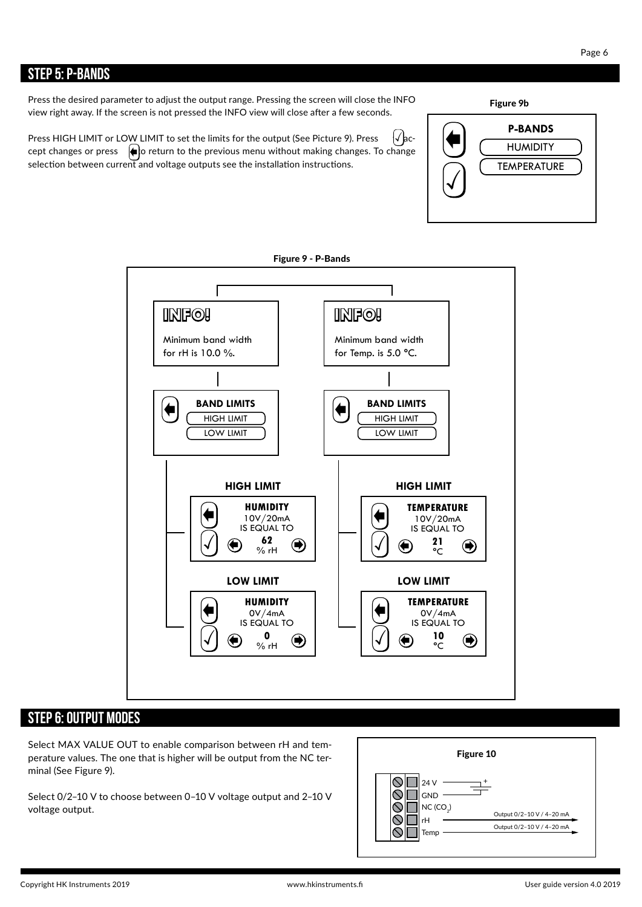## STEP 5: P-BANDS

Press the desired parameter to adjust the output range. Pressing the screen will close the INFO view right away. If the screen is not pressed the INFO view will close after a few seconds.

Press HIGH LIMIT or LOW LIMIT to set the limits for the output (See Picture 9). Press ✓ accept changes or press ⬅ to return to the previous menu without making changes. To change selection between current and voltage outputs see the installation instructions.

**Figure 9b**

P-BANDS
HUMIDITY
TEMPERATURE

**Figure 9 - P-Bands**

INFO!
Minimum band width for rH is 10.0 %.

INFO!
Minimum band width for Temp. is 5.0 °C.

BAND LIMITS
HIGH LIMIT
LOW LIMIT

HIGH LIMIT
HUMIDITY
10V/20mA
IS EQUAL TO
62
% rH

HIGH LIMIT
TEMPERATURE
10V/20mA
IS EQUAL TO
21
°C

LOW LIMIT
HUMIDITY
0V/4mA
IS EQUAL TO
0
% rH

LOW LIMIT
TEMPERATURE
0V/4mA
IS EQUAL TO
10
°C

## STEP 6: OUTPUT MODES

Select MAX VALUE OUT to enable comparison between rH and temperature values. The one that is higher will be output from the NC terminal (See Figure 9).

Select 0/2–10 V to choose between 0–10 V voltage output and 2–10 V voltage output.

**Figure 10**

24 V
GND
NC ($CO_2$)
rH — Output 0/2–10 V / 4–20 mA
Temp — Output 0/2–10 V / 4–20 mA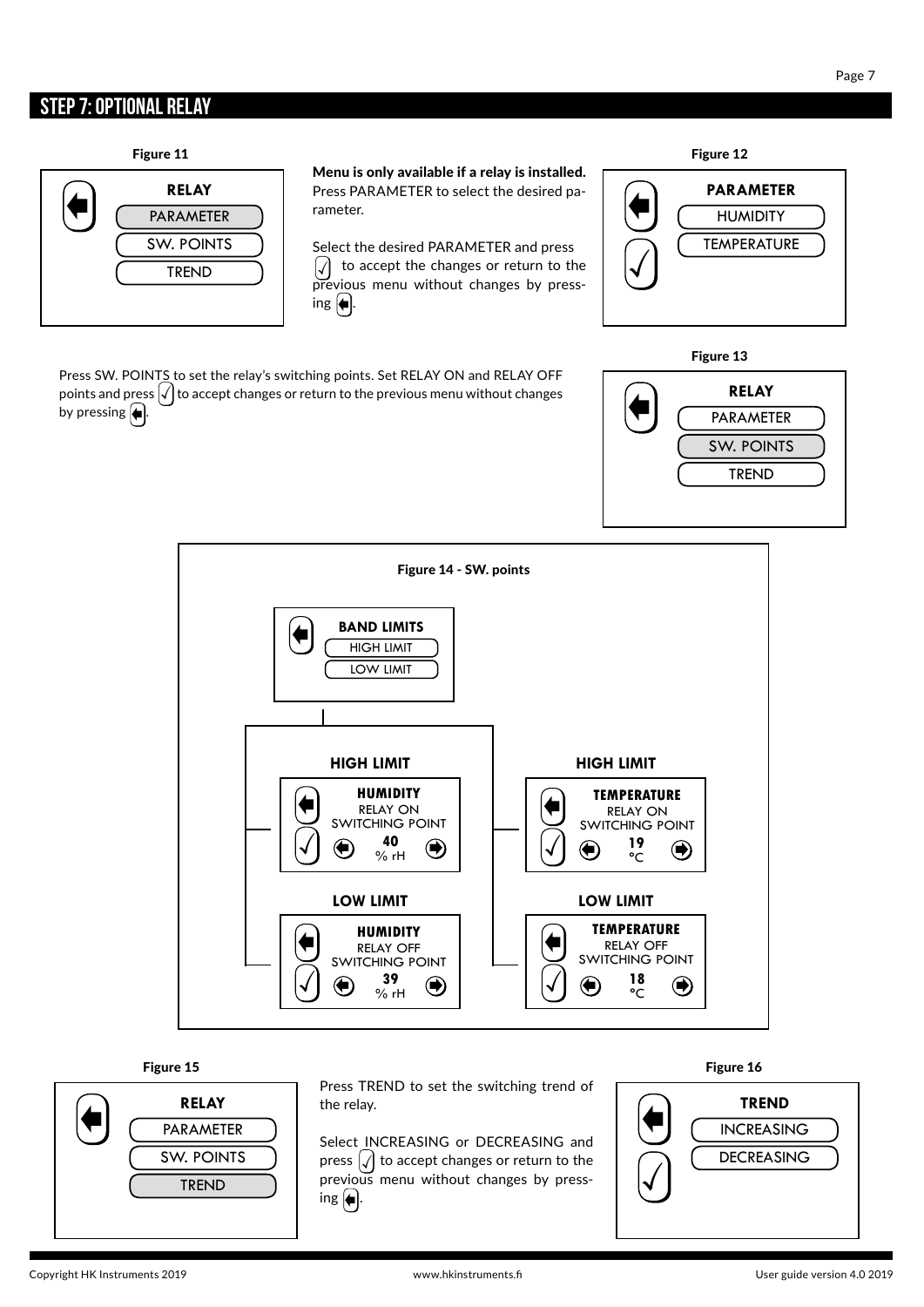# STEP 7: OPTIONAL RELAY

**Figure 11**

RELAY
PARAMETER
SW. POINTS
TREND

**Menu is only available if a relay is installed.** Press PARAMETER to select the desired parameter.

Select the desired PARAMETER and press ✓ to accept the changes or return to the previous menu without changes by pressing ⬅.

**Figure 12**

PARAMETER
HUMIDITY
TEMPERATURE

Press SW. POINTS to set the relay's switching points. Set RELAY ON and RELAY OFF points and press ✓ to accept changes or return to the previous menu without changes by pressing ⬅.

**Figure 13**

RELAY
PARAMETER
SW. POINTS
TREND

**Figure 14 - SW. points**

BAND LIMITS
HIGH LIMIT
LOW LIMIT

**HIGH LIMIT**

HUMIDITY
RELAY ON
SWITCHING POINT
40
% rH

**HIGH LIMIT**

TEMPERATURE
RELAY ON
SWITCHING POINT
19
°C

**LOW LIMIT**

HUMIDITY
RELAY OFF
SWITCHING POINT
39
% rH

**LOW LIMIT**

TEMPERATURE
RELAY OFF
SWITCHING POINT
18
°C

**Figure 15**

RELAY
PARAMETER
SW. POINTS
TREND

Press TREND to set the switching trend of the relay.

Select INCREASING or DECREASING and press ✓ to accept changes or return to the previous menu without changes by pressing ⬅.

**Figure 16**

TREND
INCREASING
DECREASING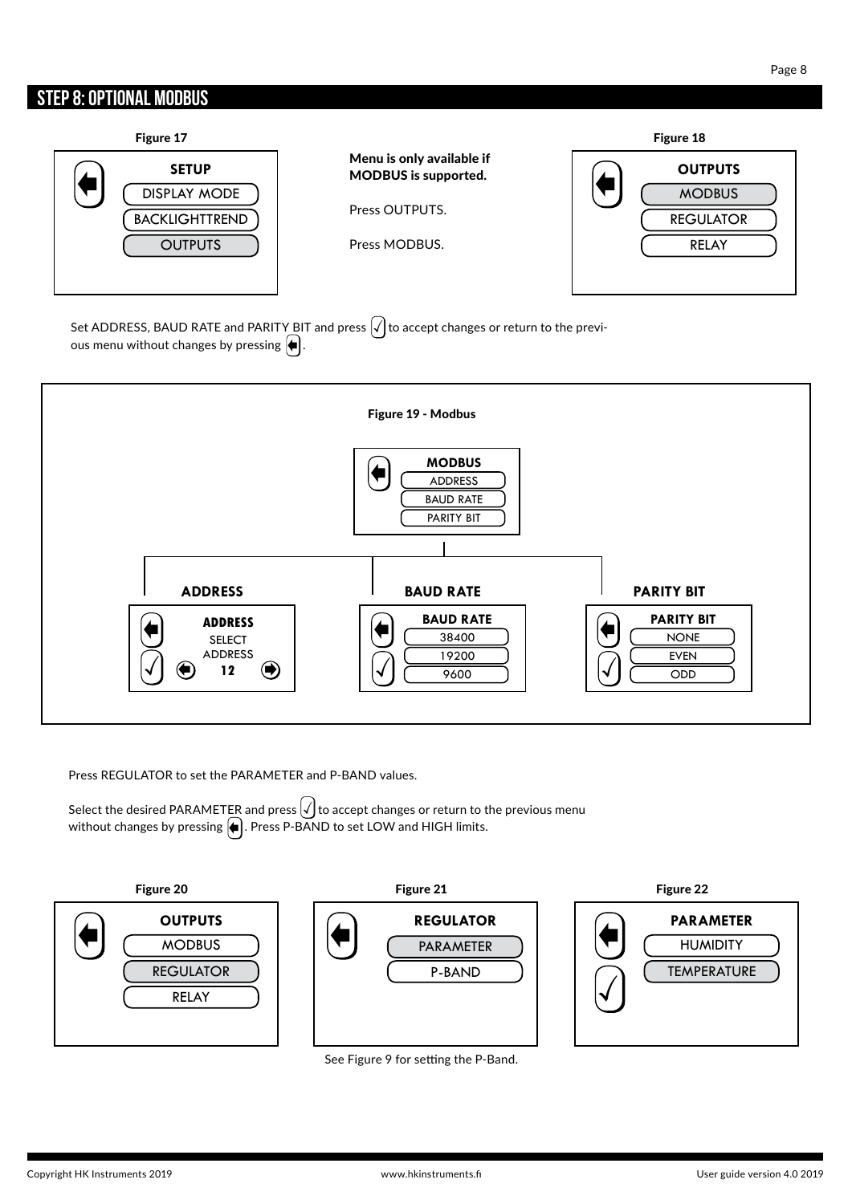# STEP 8: OPTIONAL MODBUS

Figure 17

SETUP
DISPLAY MODE
BACKLIGHTTREND
OUTPUTS

**Menu is only available if MODBUS is supported.**

Press OUTPUTS.

Press MODBUS.

Figure 18

OUTPUTS
MODBUS
REGULATOR
RELAY

Set ADDRESS, BAUD RATE and PARITY BIT and press ✓ to accept changes or return to the previous menu without changes by pressing ⬅.

**Figure 19 - Modbus**

MODBUS
ADDRESS
BAUD RATE
PARITY BIT

**ADDRESS**

ADDRESS
SELECT
ADDRESS
12

**BAUD RATE**

BAUD RATE
38400
19200
9600

**PARITY BIT**

PARITY BIT
NONE
EVEN
ODD

Press REGULATOR to set the PARAMETER and P-BAND values.

Select the desired PARAMETER and press ✓ to accept changes or return to the previous menu without changes by pressing ⬅. Press P-BAND to set LOW and HIGH limits.

Figure 20

OUTPUTS
MODBUS
REGULATOR
RELAY

Figure 21

REGULATOR
PARAMETER
P-BAND

See Figure 9 for setting the P-Band.

Figure 22

PARAMETER
HUMIDITY
TEMPERATURE